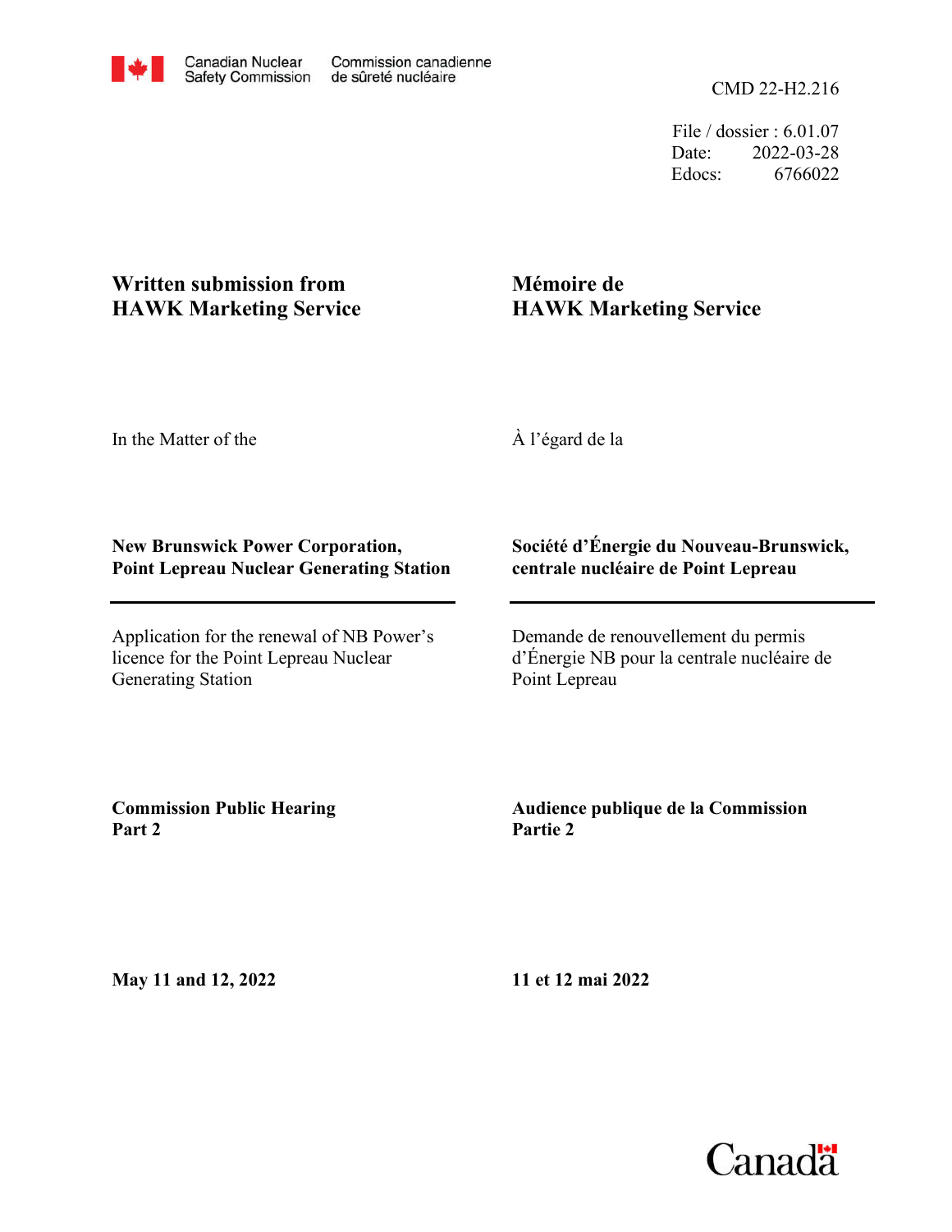Canadian Nuclear Safety Commission / Commission canadienne de sûreté nucléaire

CMD 22-H2.216

File / dossier : 6.01.07
Date: 2022-03-28
Edocs: 6766022

**Written submission from HAWK Marketing Service**

**Mémoire de HAWK Marketing Service**

In the Matter of the

À l'égard de la

**New Brunswick Power Corporation, Point Lepreau Nuclear Generating Station**

**Société d'Énergie du Nouveau-Brunswick, centrale nucléaire de Point Lepreau**

Application for the renewal of NB Power's licence for the Point Lepreau Nuclear Generating Station

Demande de renouvellement du permis d'Énergie NB pour la centrale nucléaire de Point Lepreau

**Commission Public Hearing Part 2**

**Audience publique de la Commission Partie 2**

**May 11 and 12, 2022**

**11 et 12 mai 2022**

Canada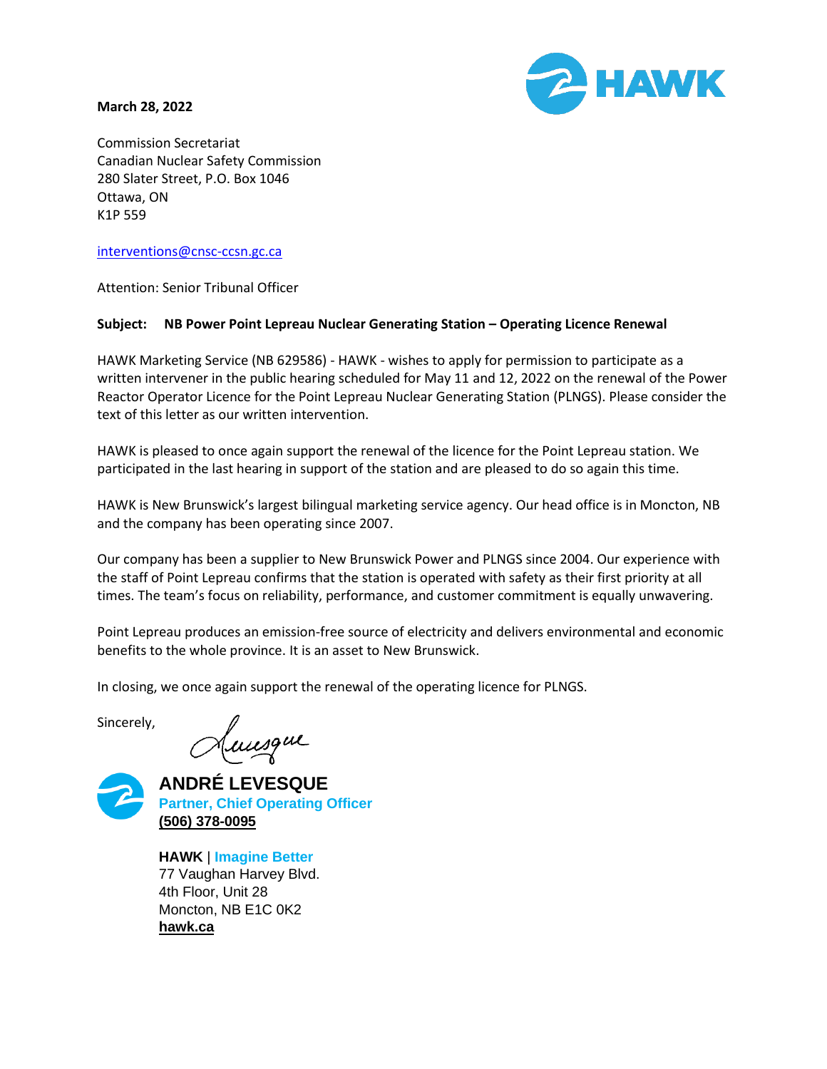**March 28, 2022**

Commission Secretariat
Canadian Nuclear Safety Commission
280 Slater Street, P.O. Box 1046
Ottawa, ON
K1P 5S9

interventions@cnsc-ccsn.gc.ca

Attention: Senior Tribunal Officer

**Subject: NB Power Point Lepreau Nuclear Generating Station – Operating Licence Renewal**

HAWK Marketing Service (NB 629586) - HAWK - wishes to apply for permission to participate as a written intervener in the public hearing scheduled for May 11 and 12, 2022 on the renewal of the Power Reactor Operator Licence for the Point Lepreau Nuclear Generating Station (PLNGS). Please consider the text of this letter as our written intervention.

HAWK is pleased to once again support the renewal of the licence for the Point Lepreau station. We participated in the last hearing in support of the station and are pleased to do so again this time.

HAWK is New Brunswick's largest bilingual marketing service agency. Our head office is in Moncton, NB and the company has been operating since 2007.

Our company has been a supplier to New Brunswick Power and PLNGS since 2004. Our experience with the staff of Point Lepreau confirms that the station is operated with safety as their first priority at all times. The team's focus on reliability, performance, and customer commitment is equally unwavering.

Point Lepreau produces an emission-free source of electricity and delivers environmental and economic benefits to the whole province. It is an asset to New Brunswick.

In closing, we once again support the renewal of the operating licence for PLNGS.

Sincerely,

**ANDRÉ LEVESQUE**
**Partner, Chief Operating Officer**
**(506) 378-0095**

**HAWK** | **Imagine Better**
77 Vaughan Harvey Blvd.
4th Floor, Unit 28
Moncton, NB E1C 0K2
**hawk.ca**